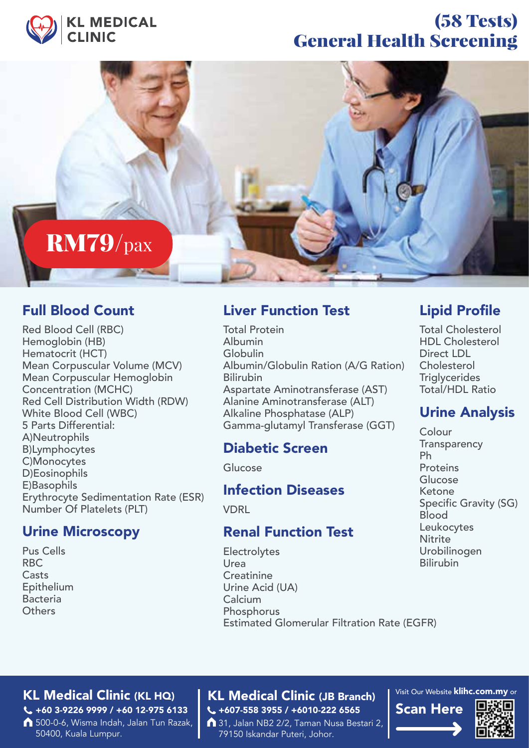KL MEDICAL CLINIC

# (58 Tests) General Health Screening

**RM79/pax**

## Full Blood Count

Red Blood Cell (RBC)
Hemoglobin (HB)
Hematocrit (HCT)
Mean Corpuscular Volume (MCV)
Mean Corpuscular Hemoglobin Concentration (MCHC)
Red Cell Distribution Width (RDW)
White Blood Cell (WBC)
5 Parts Differential:
A)Neutrophils
B)Lymphocytes
C)Monocytes
D)Eosinophils
E)Basophils
Erythrocyte Sedimentation Rate (ESR)
Number Of Platelets (PLT)

## Urine Microscopy

Pus Cells
RBC
Casts
Epithelium
Bacteria
Others

## Liver Function Test

Total Protein
Albumin
Globulin
Albumin/Globulin Ration (A/G Ration)
Bilirubin
Aspartate Aminotransferase (AST)
Alanine Aminotransferase (ALT)
Alkaline Phosphatase (ALP)
Gamma-glutamyl Transferase (GGT)

## Diabetic Screen

Glucose

## Infection Diseases

VDRL

## Renal Function Test

Electrolytes
Urea
Creatinine
Urine Acid (UA)
Calcium
Phosphorus
Estimated Glomerular Filtration Rate (EGFR)

## Lipid Profile

Total Cholesterol
HDL Cholesterol
Direct LDL Cholesterol
Triglycerides
Total/HDL Ratio

## Urine Analysis

Colour
Transparency
Ph
Proteins
Glucose
Ketone
Specific Gravity (SG)
Blood
Leukocytes
Nitrite
Urobilinogen
Bilirubin

**KL Medical Clinic (KL HQ)**
+60 3-9226 9999 / +60 12-975 6133
500-0-6, Wisma Indah, Jalan Tun Razak, 50400, Kuala Lumpur.

**KL Medical Clinic (JB Branch)**
+607-558 3955 / +6010-222 6565
31, Jalan NB2 2/2, Taman Nusa Bestari 2, 79150 Iskandar Puteri, Johor.

Visit Our Website **klihc.com.my** or **Scan Here**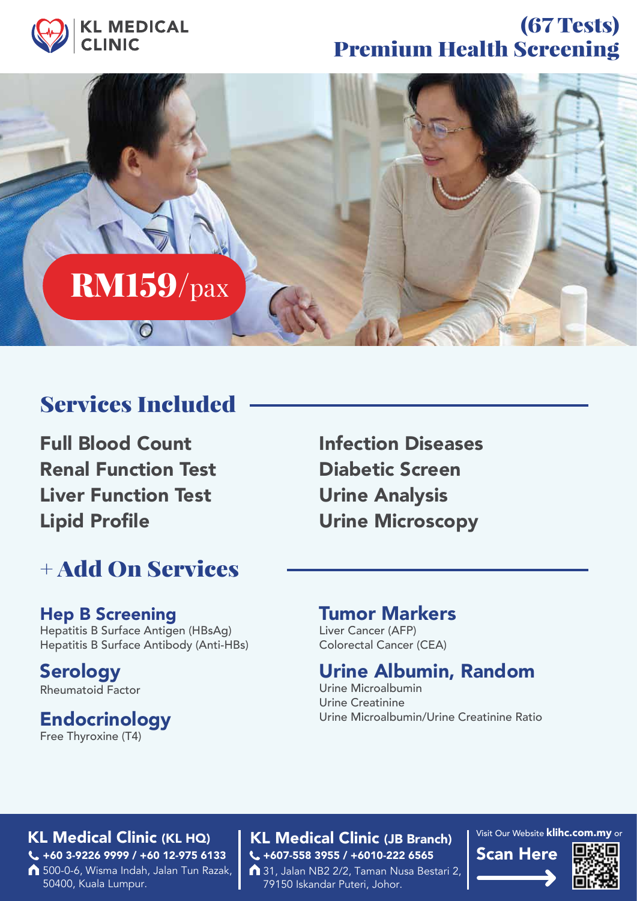KL MEDICAL CLINIC

# (67 Tests) Premium Health Screening

**RM159/pax**

## Services Included

- Full Blood Count
- Renal Function Test
- Liver Function Test
- Lipid Profile
- Infection Diseases
- Diabetic Screen
- Urine Analysis
- Urine Microscopy

## + Add On Services

### Hep B Screening
Hepatitis B Surface Antigen (HBsAg)
Hepatitis B Surface Antibody (Anti-HBs)

### Serology
Rheumatoid Factor

### Endocrinology
Free Thyroxine (T4)

### Tumor Markers
Liver Cancer (AFP)
Colorectal Cancer (CEA)

### Urine Albumin, Random
Urine Microalbumin
Urine Creatinine
Urine Microalbumin/Urine Creatinine Ratio

**KL Medical Clinic (KL HQ)**
+60 3-9226 9999 / +60 12-975 6133
500-0-6, Wisma Indah, Jalan Tun Razak, 50400, Kuala Lumpur.

**KL Medical Clinic (JB Branch)**
+607-558 3955 / +6010-222 6565
31, Jalan NB2 2/2, Taman Nusa Bestari 2, 79150 Iskandar Puteri, Johor.

Visit Our Website **klihc.com.my** or **Scan Here**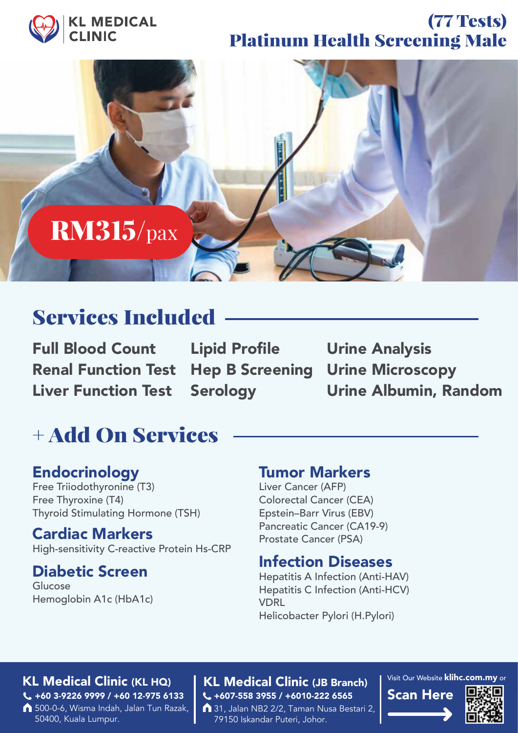KL MEDICAL CLINIC

# (77 Tests) Platinum Health Screening Male

**RM315**/pax

## Services Included

- Full Blood Count
- Renal Function Test
- Liver Function Test
- Lipid Profile
- Hep B Screening
- Serology
- Urine Analysis
- Urine Microscopy
- Urine Albumin, Random

## + Add On Services

### Endocrinology

Free Triiodothyronine (T3)
Free Thyroxine (T4)
Thyroid Stimulating Hormone (TSH)

### Cardiac Markers

High-sensitivity C-reactive Protein Hs-CRP

### Diabetic Screen

Glucose
Hemoglobin A1c (HbA1c)

### Tumor Markers

Liver Cancer (AFP)
Colorectal Cancer (CEA)
Epstein–Barr Virus (EBV)
Pancreatic Cancer (CA19-9)
Prostate Cancer (PSA)

### Infection Diseases

Hepatitis A Infection (Anti-HAV)
Hepatitis C Infection (Anti-HCV)
VDRL
Helicobacter Pylori (H.Pylori)

**KL Medical Clinic (KL HQ)**
+60 3-9226 9999 / +60 12-975 6133
500-0-6, Wisma Indah, Jalan Tun Razak, 50400, Kuala Lumpur.

**KL Medical Clinic (JB Branch)**
+607-558 3955 / +6010-222 6565
31, Jalan NB2 2/2, Taman Nusa Bestari 2, 79150 Iskandar Puteri, Johor.

Visit Our Website **klihc.com.my** or **Scan Here**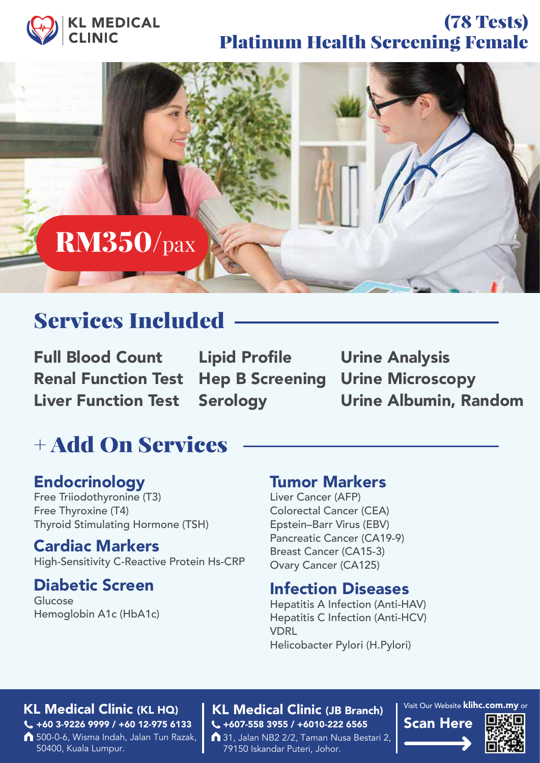KL MEDICAL CLINIC

# (78 Tests) Platinum Health Screening Female

**RM350/pax**

## Services Included

- Full Blood Count
- Renal Function Test
- Liver Function Test
- Lipid Profile
- Hep B Screening
- Serology
- Urine Analysis
- Urine Microscopy
- Urine Albumin, Random

## + Add On Services

### Endocrinology

Free Triiodothyronine (T3)
Free Thyroxine (T4)
Thyroid Stimulating Hormone (TSH)

### Cardiac Markers

High-Sensitivity C-Reactive Protein Hs-CRP

### Diabetic Screen

Glucose
Hemoglobin A1c (HbA1c)

### Tumor Markers

Liver Cancer (AFP)
Colorectal Cancer (CEA)
Epstein–Barr Virus (EBV)
Pancreatic Cancer (CA19-9)
Breast Cancer (CA15-3)
Ovary Cancer (CA125)

### Infection Diseases

Hepatitis A Infection (Anti-HAV)
Hepatitis C Infection (Anti-HCV)
VDRL
Helicobacter Pylori (H.Pylori)

**KL Medical Clinic (KL HQ)**
+60 3-9226 9999 / +60 12-975 6133
500-0-6, Wisma Indah, Jalan Tun Razak, 50400, Kuala Lumpur.

**KL Medical Clinic (JB Branch)**
+607-558 3955 / +6010-222 6565
31, Jalan NB2 2/2, Taman Nusa Bestari 2, 79150 Iskandar Puteri, Johor.

Visit Our Website **klihc.com.my** or **Scan Here**